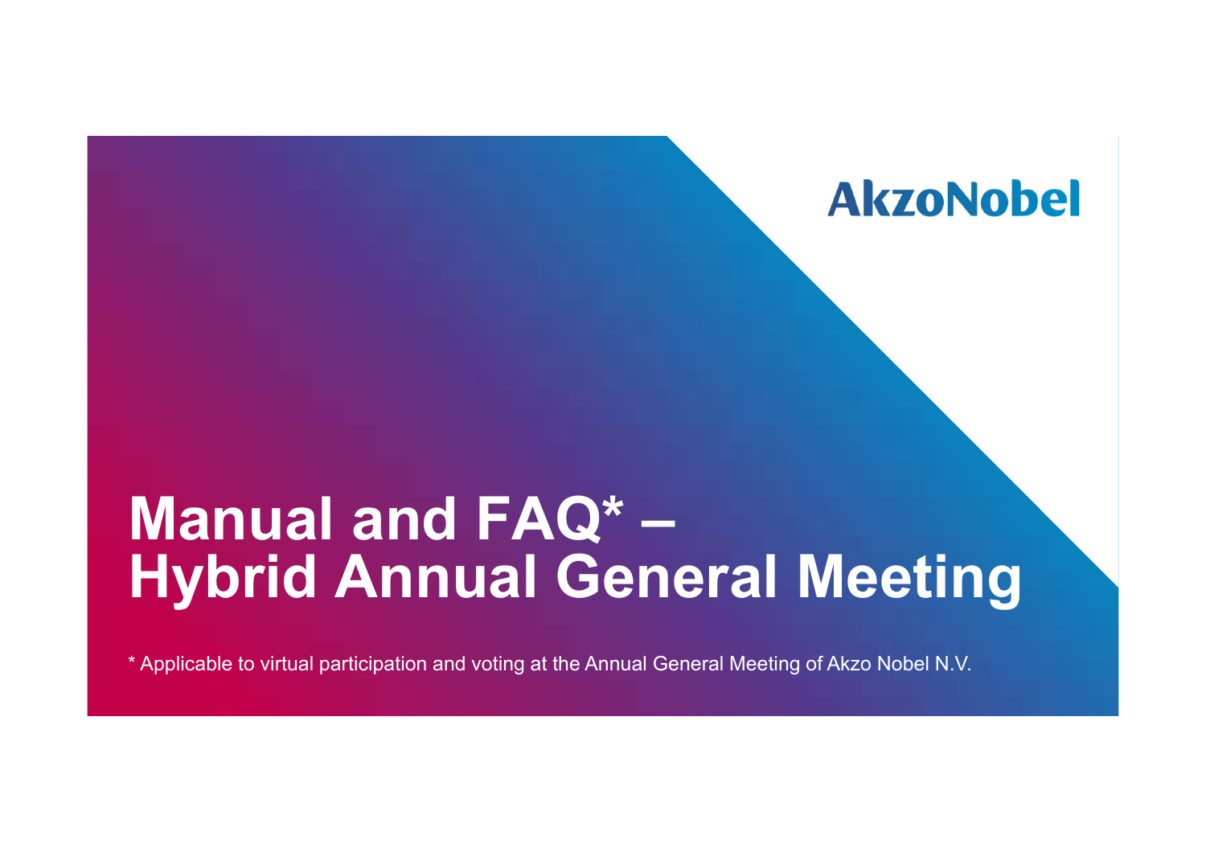AkzoNobel

# Manual and FAQ* – Hybrid Annual General Meeting

* Applicable to virtual participation and voting at the Annual General Meeting of Akzo Nobel N.V.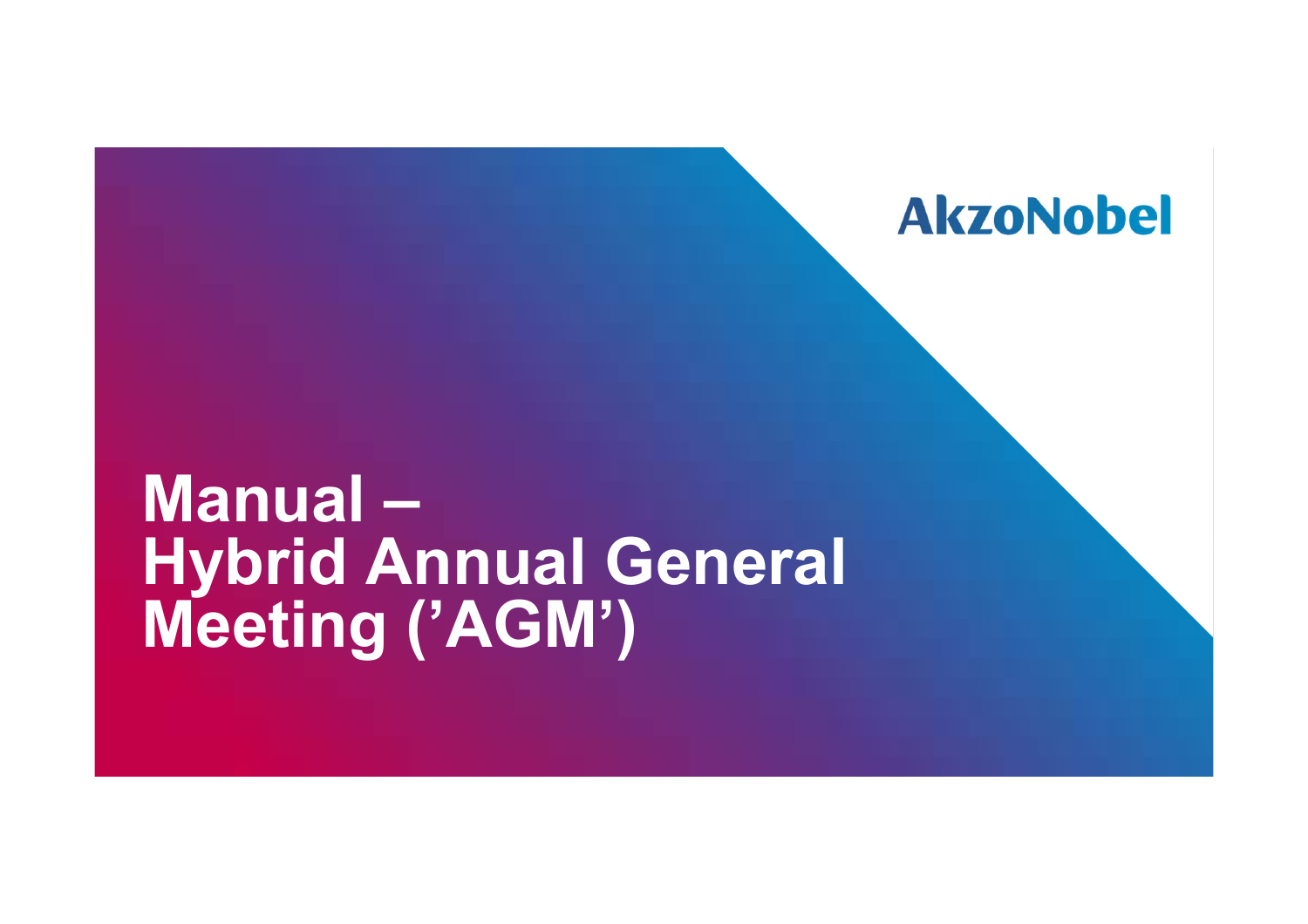AkzoNobel

# Manual – Hybrid Annual General Meeting (’AGM’)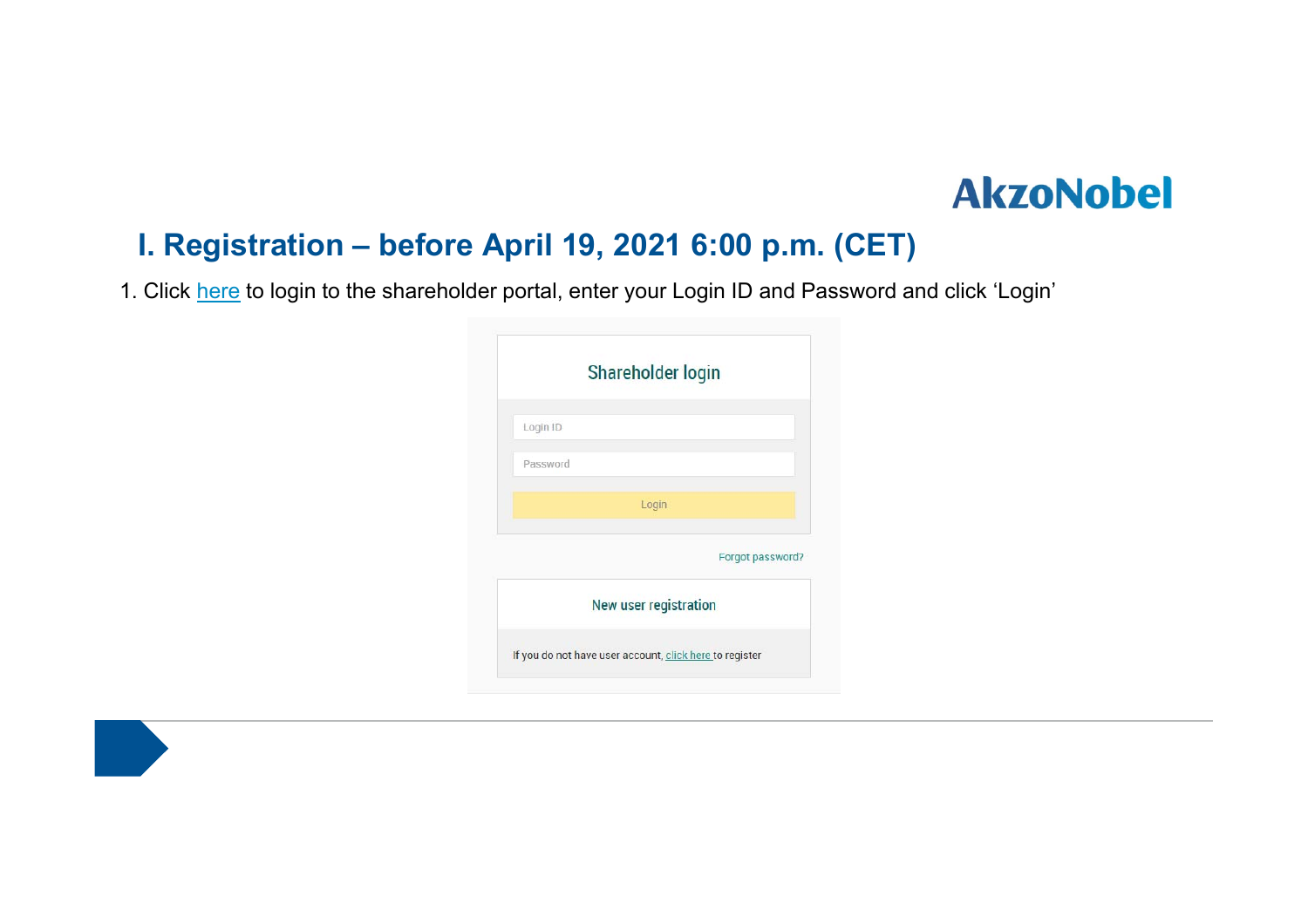# I. Registration – before April 19, 2021 6:00 p.m. (CET)

1. Click here to login to the shareholder portal, enter your Login ID and Password and click 'Login'

Shareholder login

Login ID

Password

Login

Forgot password?

New user registration

If you do not have user account, click here to register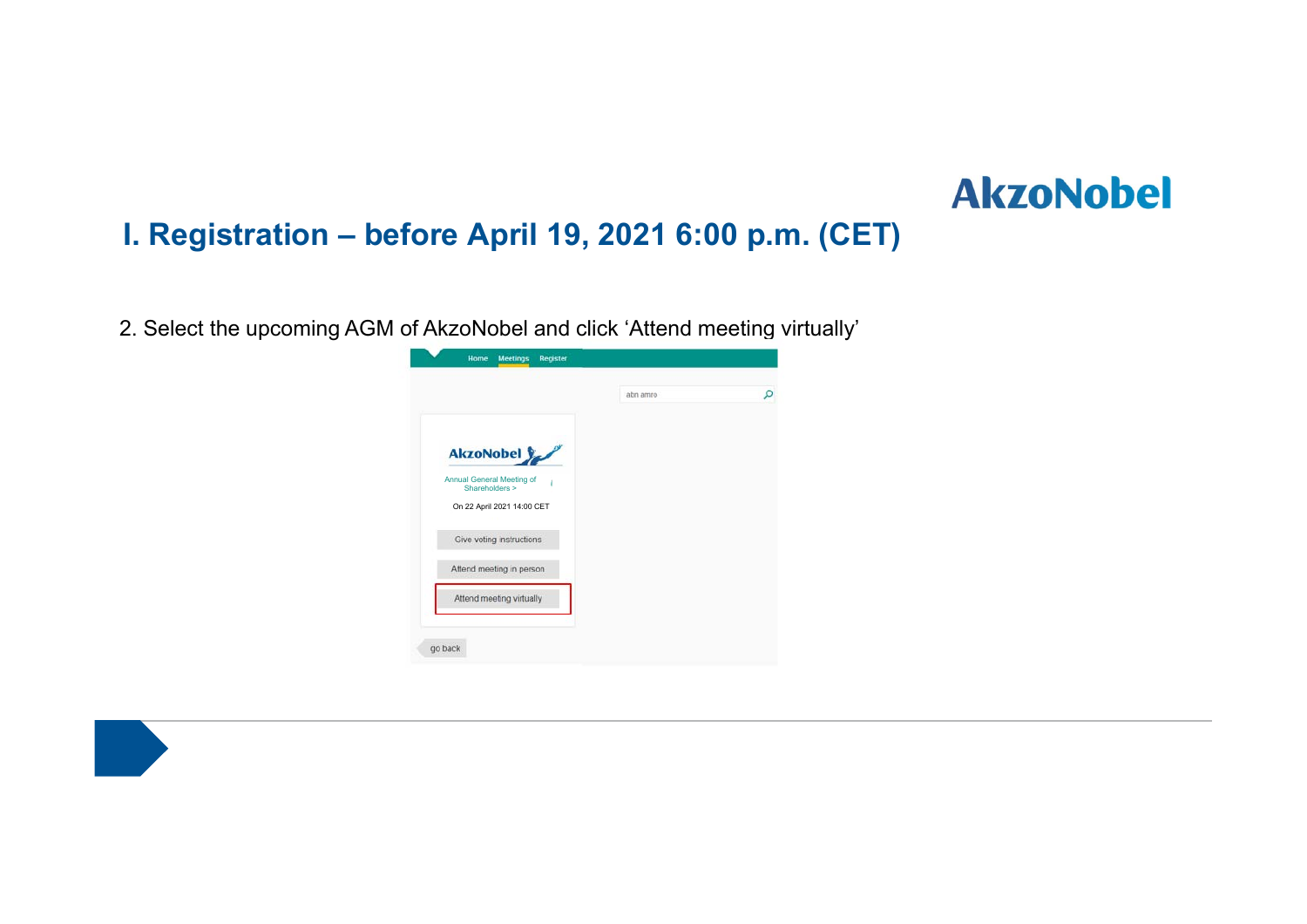# I. Registration – before April 19, 2021 6:00 p.m. (CET)

2. Select the upcoming AGM of AkzoNobel and click 'Attend meeting virtually'

Home Meetings Register

abn amro

AkzoNobel

Annual General Meeting of Shareholders >

On 22 April 2021 14:00 CET

Give voting instructions

Attend meeting in person

Attend meeting virtually

go back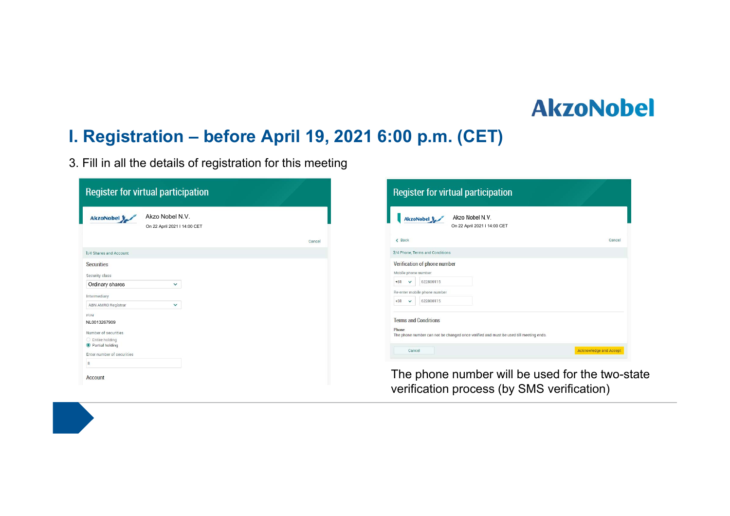# I. Registration – before April 19, 2021 6:00 p.m. (CET)

3. Fill in all the details of registration for this meeting

**Register for virtual participation**

AkzoNobel — Akzo Nobel N.V.
On 22 April 2021 I 14:00 CET

Cancel

1/4 Shares and Account

Securities

Security class
Ordinary shares

Intermediary
ABN AMRO Registrar

ISIN
NL0013267909

Number of securities
- Entire holding
- Partial holding

Enter number of securities
8

Account

**Register for virtual participation**

AkzoNobel — Akzo Nobel N.V.
On 22 April 2021 I 14:00 CET

< Back — Cancel

2/4 Phone, Terms and Conditions

Verification of phone number

Mobile phone number
+31 622800115

Re-enter mobile phone number
+31 622800115

Terms and Conditions

Phone
The phone number can not be changed once verified and must be used till meeting ends.

Cancel — Acknowledge and Accept

The phone number will be used for the two-state verification process (by SMS verification)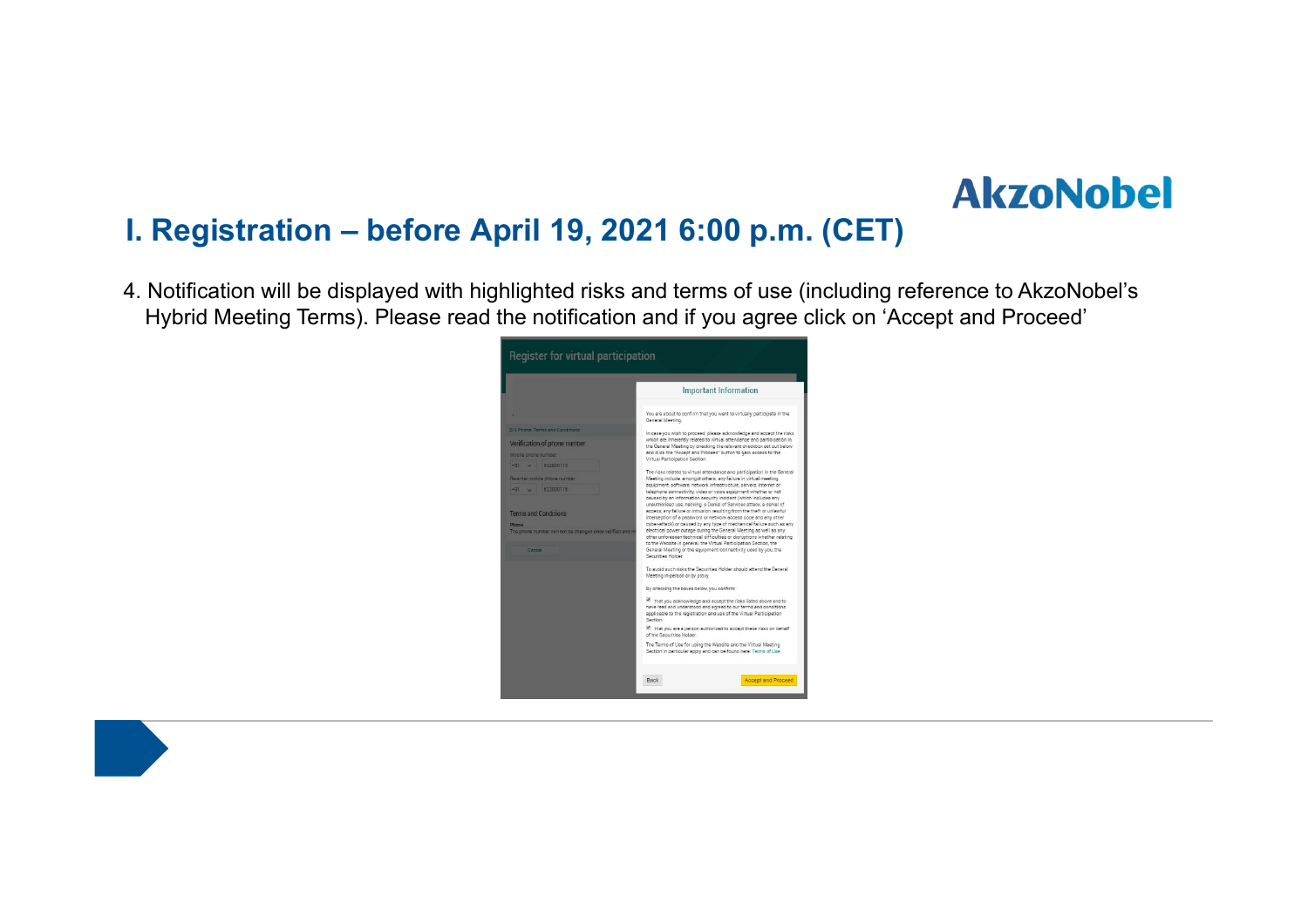# I. Registration – before April 19, 2021 6:00 p.m. (CET)

4. Notification will be displayed with highlighted risks and terms of use (including reference to AkzoNobel's Hybrid Meeting Terms). Please read the notification and if you agree click on 'Accept and Proceed'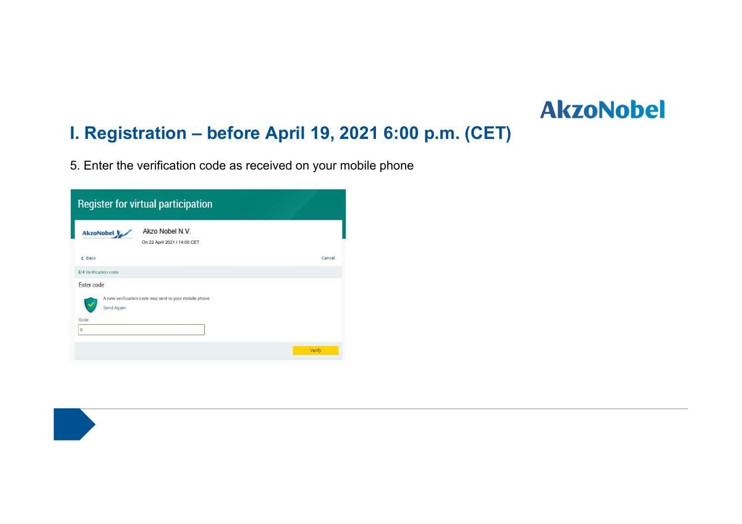# I. Registration – before April 19, 2021 6:00 p.m. (CET)

5. Enter the verification code as received on your mobile phone

Register for virtual participation

AkzoNobel

Akzo Nobel N.V.

On 22 April 2021 I 14:00 CET

Back

Cancel

3/4 Verification code

Enter code

A new verification code was sent to your mobile phone.

Send Again

Code

0

Verify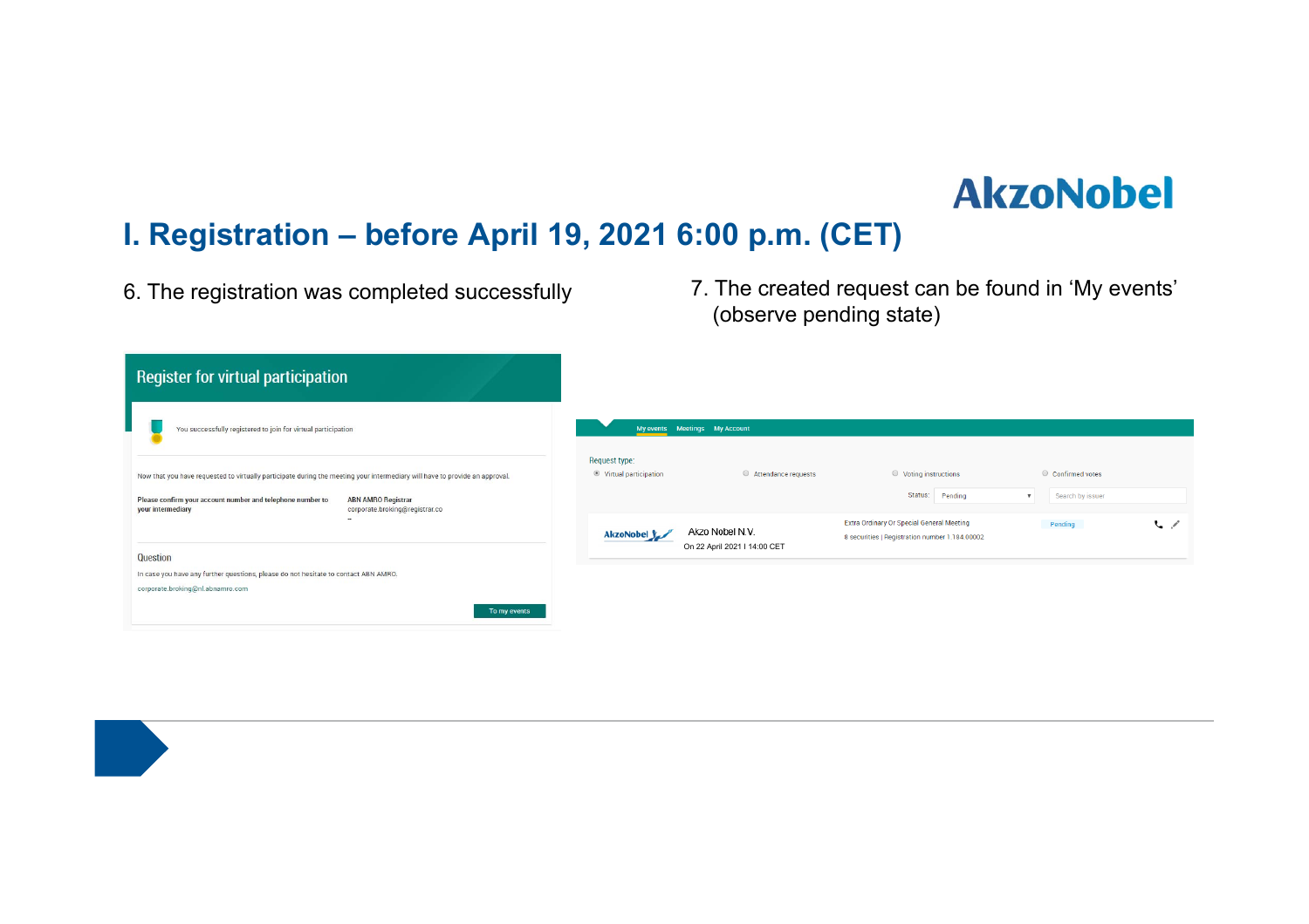# I. Registration – before April 19, 2021 6:00 p.m. (CET)

6. The registration was completed successfully

**Register for virtual participation**

You successfully registered to join for virtual participation

Now that you have requested to virtually participate during the meeting your intermediary will have to provide an approval.

**Please confirm your account number and telephone number to your intermediary**

**ABN AMRO Registrar**
corporate.broking@registrar.co
–

Question

In case you have any further questions, please do not hesitate to contact ABN AMRO.

corporate.broking@nl.abnamro.com

To my events

7. The created request can be found in 'My events' (observe pending state)

My events | Meetings | My Account

Request type:

- Virtual participation
- Attendance requests
- Voting instructions
- Confirmed votes

Status: Pending

Search by issuer

| | | | | |
|---|---|---|---|---|
| AkzoNobel | Akzo Nobel N.V. On 22 April 2021 \| 14:00 CET | Extra Ordinary Or Special General Meeting 8 securities \| Registration number 1 184 00002 | Pending | |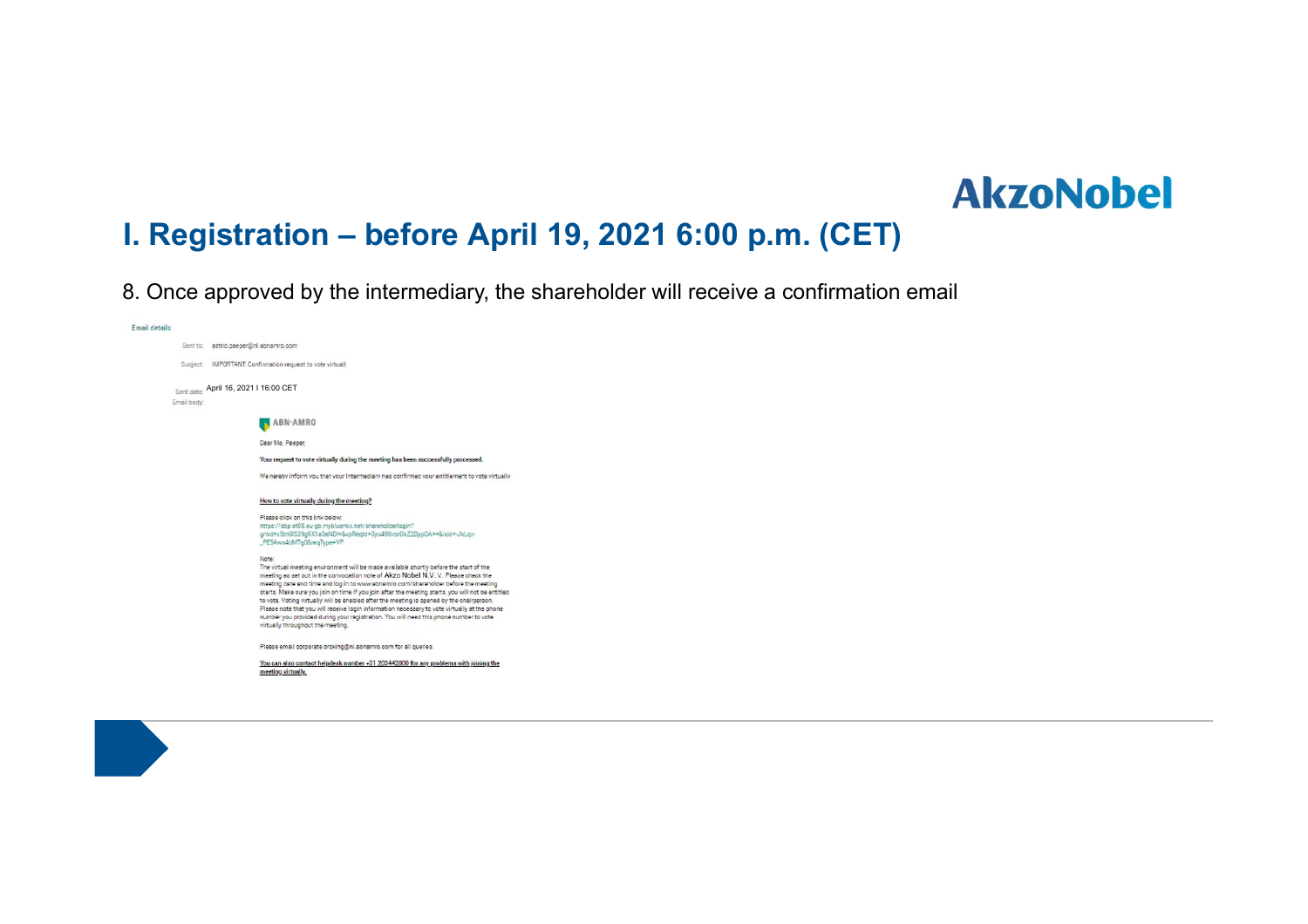# I. Registration – before April 19, 2021 6:00 p.m. (CET)

8. Once approved by the intermediary, the shareholder will receive a confirmation email

**Email details**

Sent to: astrid.paeper@nl.abnamro.com

Subject: IMPORTANT: Confirmation request to vote virtually

Sent date: April 16, 2021 | 16:00 CET

Email body:

ABN·AMRO

Dear Ms. Paeper,

**Your request to vote virtually during the meeting has been successfully processed.**

We hereby inform you that your Intermediary has confirmed your entitlement to vote virtually.

**How to vote virtually during the meeting?**

Please click on this link below:
https://cbp-et05.eu-gb.mybluemix.net/shareholderlogin?gmid=5tm9I539g9X1e3aNDI=&vpReqId=0yu490vbrGkZ2DypOA==&leid=-JkLqx-_PE5Awo4oMTg08&reqType=VP

Note:
The virtual meeting environment will be made available shortly before the start of the meeting as set out in the convocation note of Akzo Nobel N.V. V.. Please check the meeting date and time and log in to www.abnamro.com/shareholder before the meeting starts. Make sure you join on time If you join after the meeting starts, you will not be entitled to vote. Voting virtually will be enabled after the meeting is opened by the chairperson. Please note that you will receive login information necessary to vote virtually at the phone number you provided during your registration. You will need this phone number to vote virtually throughout the meeting.

Please email corporate.broking@nl.abnamro.com for all queries.

**You can also contact helpdesk number +31 203442000 for any problems with joining the meeting virtually.**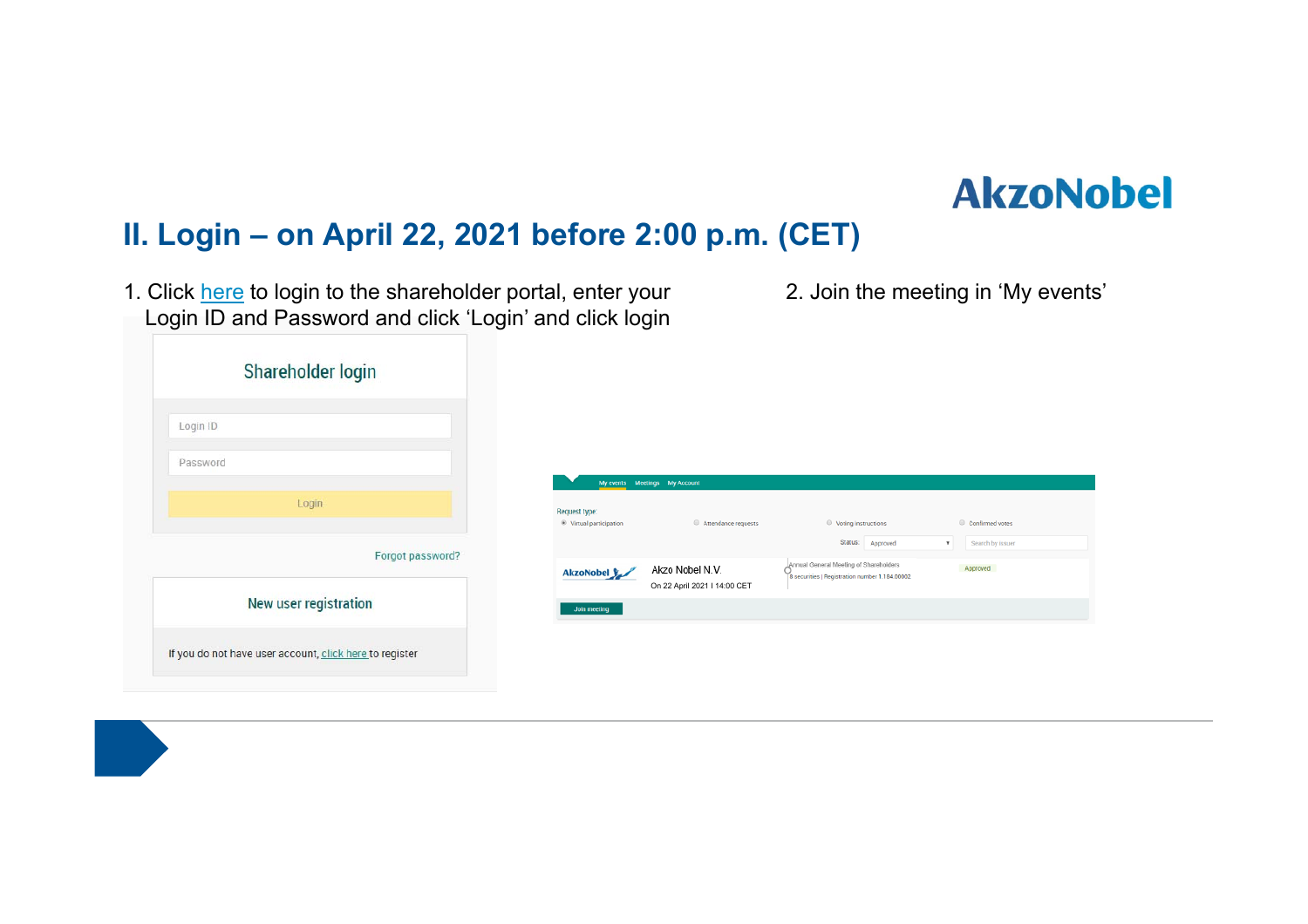AkzoNobel

## II. Login – on April 22, 2021 before 2:00 p.m. (CET)

1. Click here to login to the shareholder portal, enter your Login ID and Password and click 'Login' and click login

Shareholder login

Login ID

Password

Login

Forgot password?

New user registration

If you do not have user account, click here to register

2. Join the meeting in 'My events'

My events Meetings My Account

Request type:

Virtual participation Attendance requests Voting instructions Confirmed votes

Status: Approved Search by issuer

AkzoNobel Akzo Nobel N.V. On 22 April 2021 I 14:00 CET Annual General Meeting of Shareholders 8 securities | Registration number 1.184.00002 Approved

Join meeting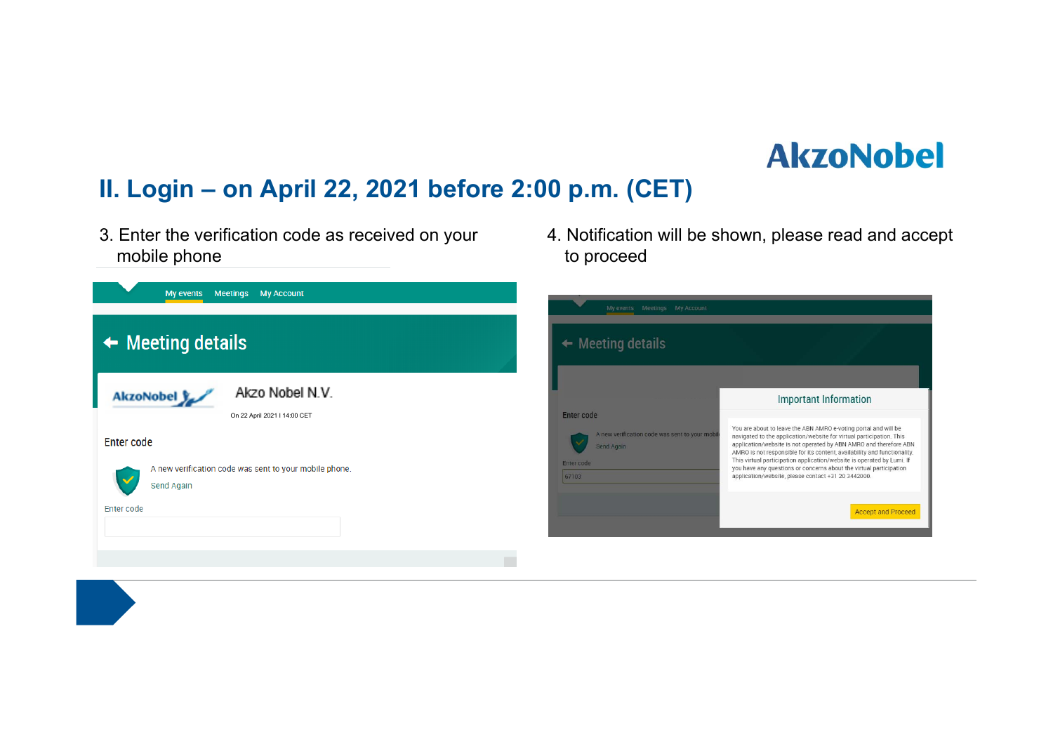AkzoNobel

## II. Login – on April 22, 2021 before 2:00 p.m. (CET)

3. Enter the verification code as received on your mobile phone

My events   Meetings   My Account

**Meeting details**

AkzoNobel

Akzo Nobel N.V.

On 22 April 2021 I 14:00 CET

Enter code

A new verification code was sent to your mobile phone.

Send Again

Enter code

4. Notification will be shown, please read and accept to proceed

My events   Meetings   My Account

**Meeting details**

Enter code

A new verification code was sent to your mobil

Send Again

Enter code

67102

**Important Information**

You are about to leave the ABN AMRO e-voting portal and will be navigated to the application/website for virtual participation. This application/website is not operated by ABN AMRO and therefore ABN AMRO is not responsible for its content, availability and functionality. This virtual participation application/website is operated by Lumi. If you have any questions or concerns about the virtual participation application/website, please contact +31 20 3442000.

Accept and Proceed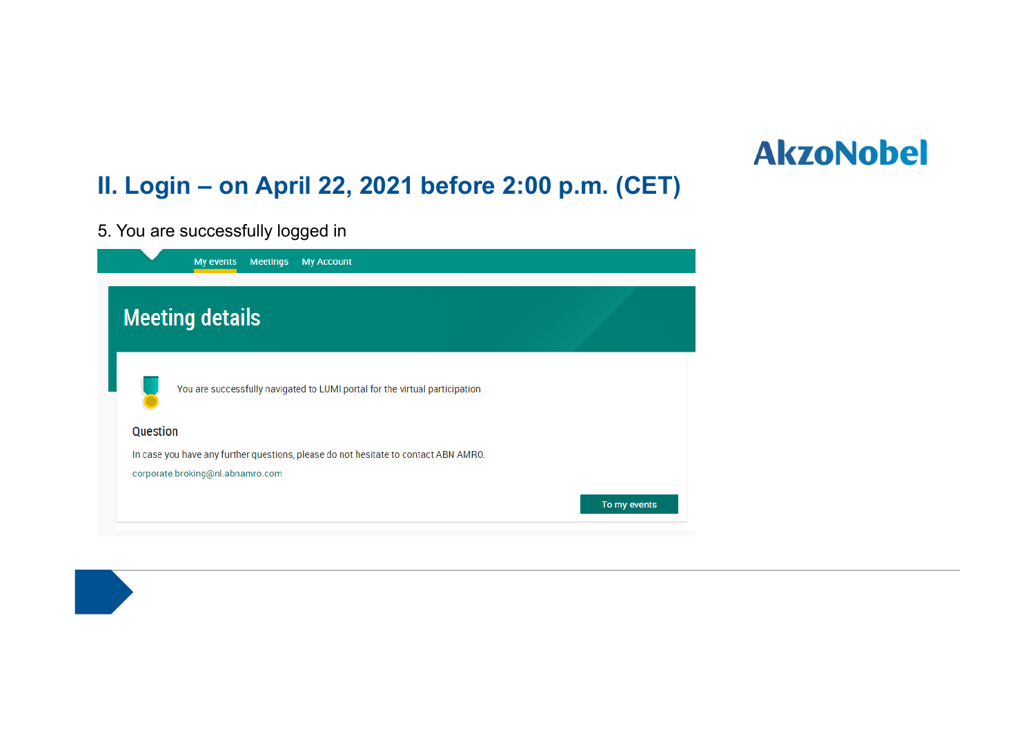AkzoNobel

## II. Login – on April 22, 2021 before 2:00 p.m. (CET)

5. You are successfully logged in

My events Meetings My Account

### Meeting details

You are successfully navigated to LUMI portal for the virtual participation

**Question**

In case you have any further questions, please do not hesitate to contact ABN AMRO.

corporate.broking@nl.abnamro.com

To my events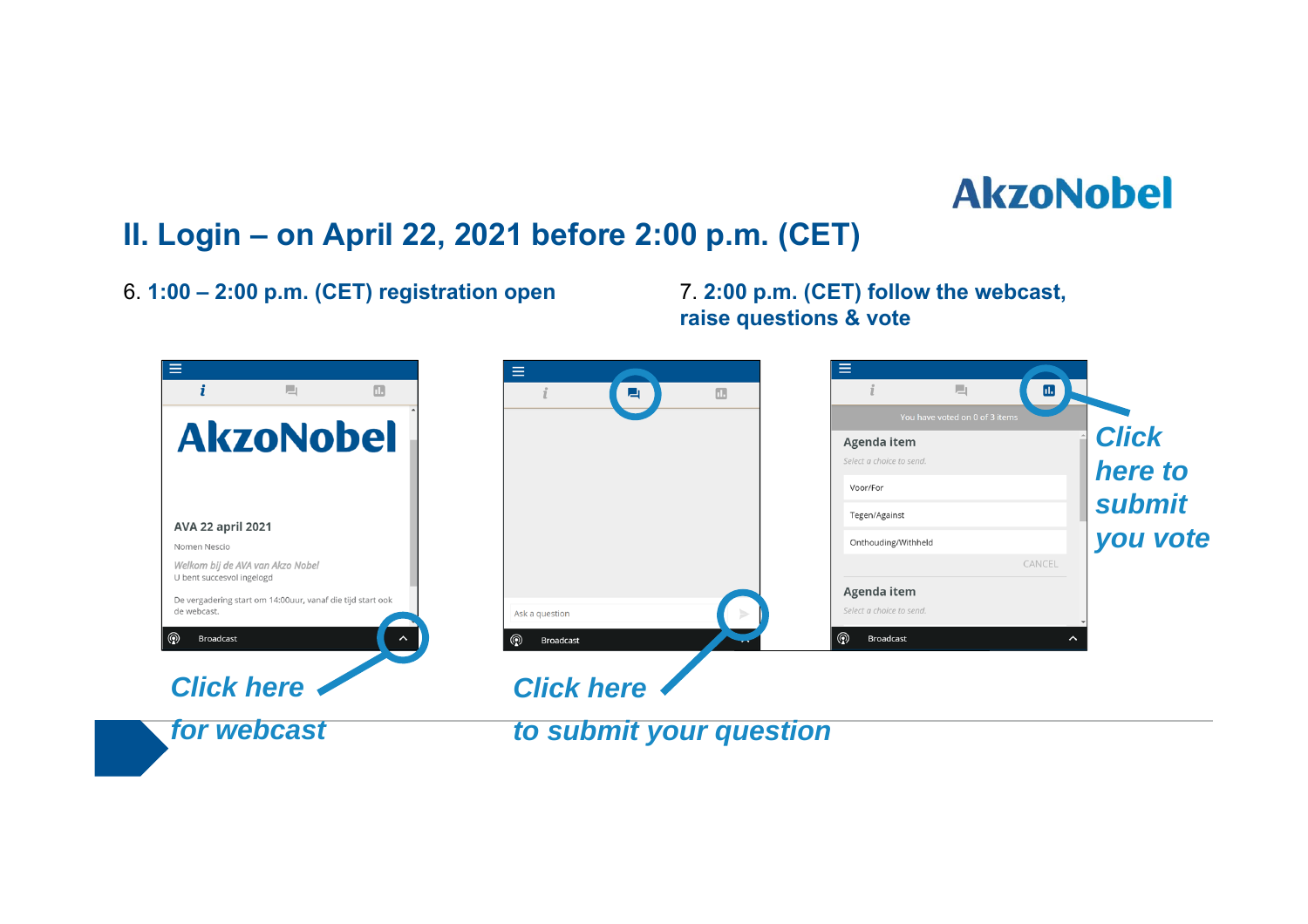AkzoNobel

## II. Login – on April 22, 2021 before 2:00 p.m. (CET)

6. **1:00 – 2:00 p.m. (CET) registration open**

7. **2:00 p.m. (CET) follow the webcast, raise questions & vote**

AkzoNobel

AVA 22 april 2021

Nomen Nescio

*Welkom bij de AVA van Akzo Nobel*

U bent succesvol ingelogd

De vergadering start om 14:00uur, vanaf die tijd start ook de webcast.

Broadcast

*Click here for webcast*

Ask a question

Broadcast

*Click here to submit your question*

You have voted on 0 of 3 items

Agenda item

Select a choice to send.

Voor/For

Tegen/Against

Onthouding/Withheld

CANCEL

Agenda item

Select a choice to send.

Broadcast

*Click here to submit you vote*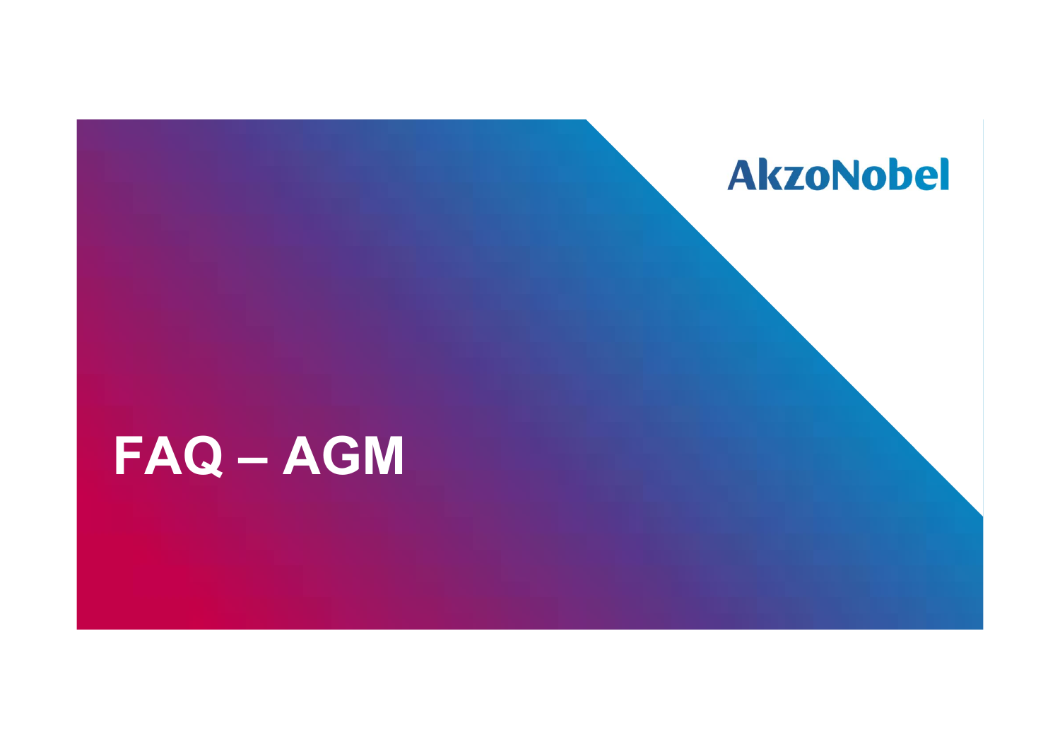AkzoNobel

# FAQ – AGM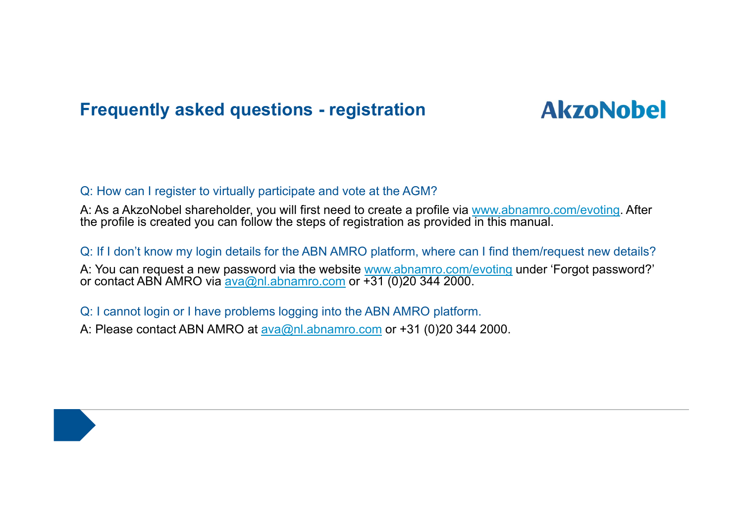## Frequently asked questions - registration

AkzoNobel

Q: How can I register to virtually participate and vote at the AGM?

A: As a AkzoNobel shareholder, you will first need to create a profile via www.abnamro.com/evoting. After the profile is created you can follow the steps of registration as provided in this manual.

Q: If I don't know my login details for the ABN AMRO platform, where can I find them/request new details?

A: You can request a new password via the website www.abnamro.com/evoting under 'Forgot password?' or contact ABN AMRO via ava@nl.abnamro.com or +31 (0)20 344 2000.

Q: I cannot login or I have problems logging into the ABN AMRO platform.

A: Please contact ABN AMRO at ava@nl.abnamro.com or +31 (0)20 344 2000.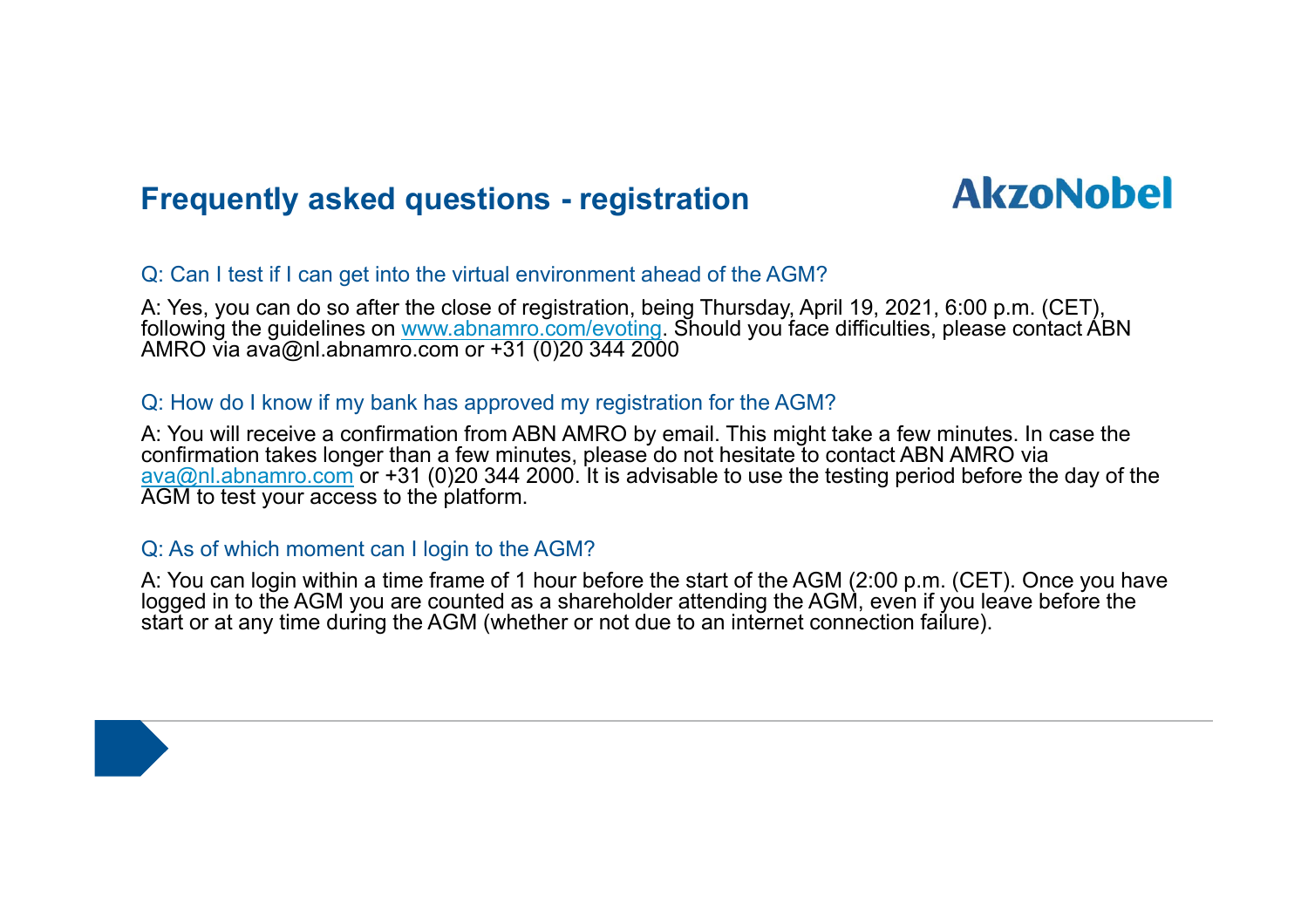## Frequently asked questions - registration

AkzoNobel

Q: Can I test if I can get into the virtual environment ahead of the AGM?

A: Yes, you can do so after the close of registration, being Thursday, April 19, 2021, 6:00 p.m. (CET), following the guidelines on www.abnamro.com/evoting. Should you face difficulties, please contact ABN AMRO via ava@nl.abnamro.com or +31 (0)20 344 2000

Q: How do I know if my bank has approved my registration for the AGM?

A: You will receive a confirmation from ABN AMRO by email. This might take a few minutes. In case the confirmation takes longer than a few minutes, please do not hesitate to contact ABN AMRO via ava@nl.abnamro.com or +31 (0)20 344 2000. It is advisable to use the testing period before the day of the AGM to test your access to the platform.

Q: As of which moment can I login to the AGM?

A: You can login within a time frame of 1 hour before the start of the AGM (2:00 p.m. (CET). Once you have logged in to the AGM you are counted as a shareholder attending the AGM, even if you leave before the start or at any time during the AGM (whether or not due to an internet connection failure).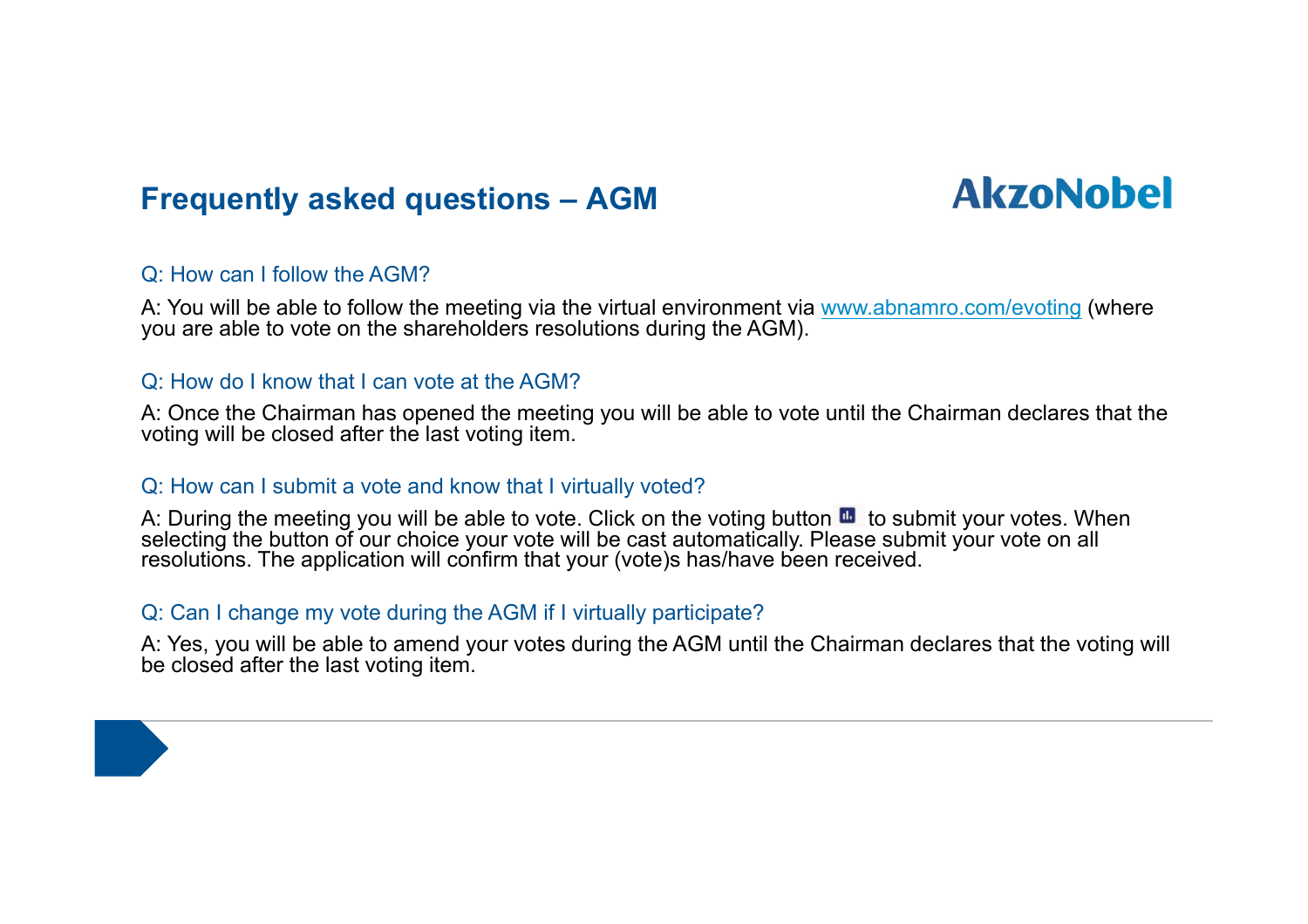# Frequently asked questions – AGM

AkzoNobel

Q: How can I follow the AGM?

A: You will be able to follow the meeting via the virtual environment via www.abnamro.com/evoting (where you are able to vote on the shareholders resolutions during the AGM).

Q: How do I know that I can vote at the AGM?

A: Once the Chairman has opened the meeting you will be able to vote until the Chairman declares that the voting will be closed after the last voting item.

Q: How can I submit a vote and know that I virtually voted?

A: During the meeting you will be able to vote. Click on the voting button to submit your votes. When selecting the button of our choice your vote will be cast automatically. Please submit your vote on all resolutions. The application will confirm that your (vote)s has/have been received.

Q: Can I change my vote during the AGM if I virtually participate?

A: Yes, you will be able to amend your votes during the AGM until the Chairman declares that the voting will be closed after the last voting item.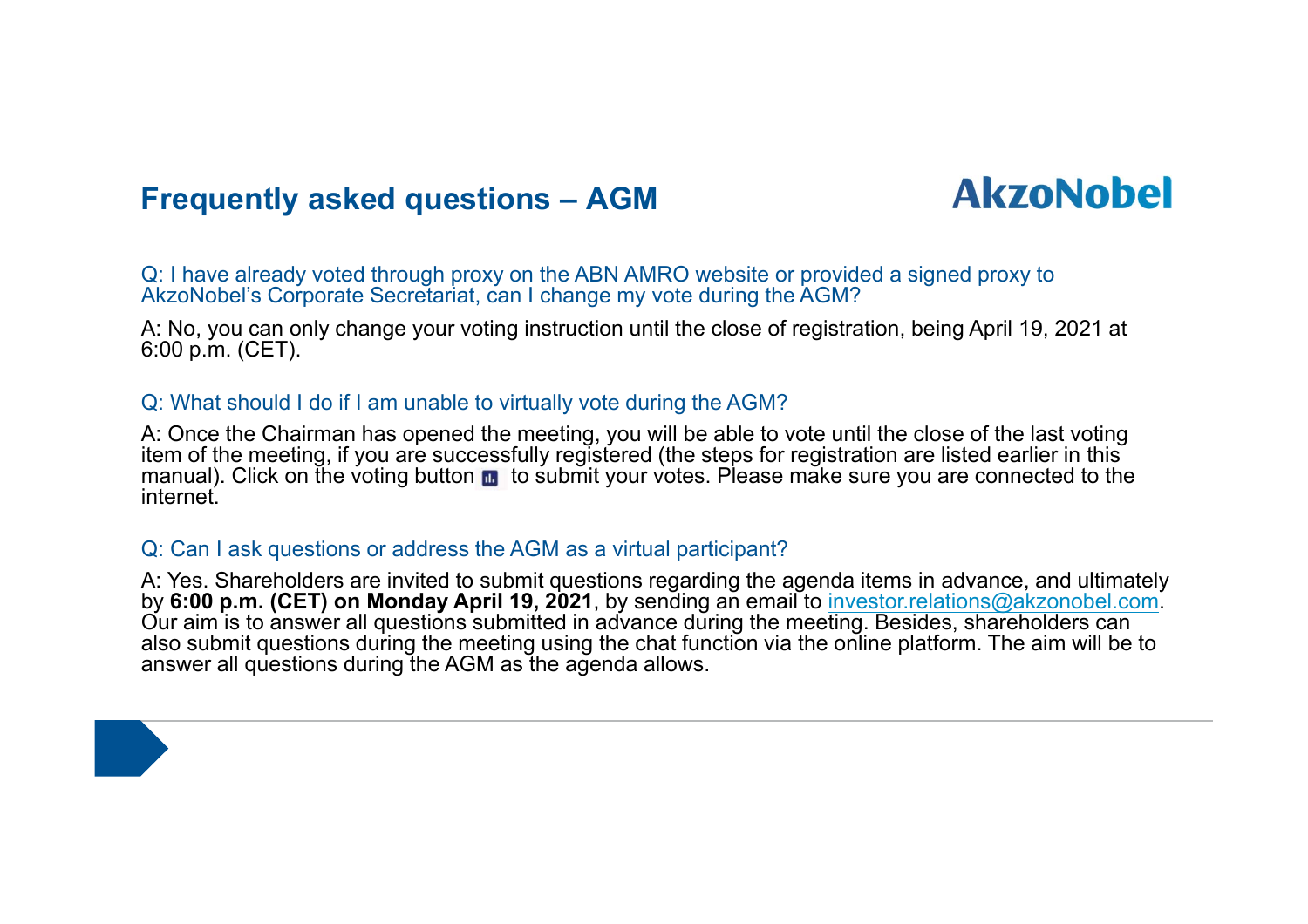## Frequently asked questions – AGM

Q: I have already voted through proxy on the ABN AMRO website or provided a signed proxy to AkzoNobel's Corporate Secretariat, can I change my vote during the AGM?

A: No, you can only change your voting instruction until the close of registration, being April 19, 2021 at 6:00 p.m. (CET).

Q: What should I do if I am unable to virtually vote during the AGM?

A: Once the Chairman has opened the meeting, you will be able to vote until the close of the last voting item of the meeting, if you are successfully registered (the steps for registration are listed earlier in this manual). Click on the voting button to submit your votes. Please make sure you are connected to the internet.

Q: Can I ask questions or address the AGM as a virtual participant?

A: Yes. Shareholders are invited to submit questions regarding the agenda items in advance, and ultimately by **6:00 p.m. (CET) on Monday April 19, 2021**, by sending an email to investor.relations@akzonobel.com. Our aim is to answer all questions submitted in advance during the meeting. Besides, shareholders can also submit questions during the meeting using the chat function via the online platform. The aim will be to answer all questions during the AGM as the agenda allows.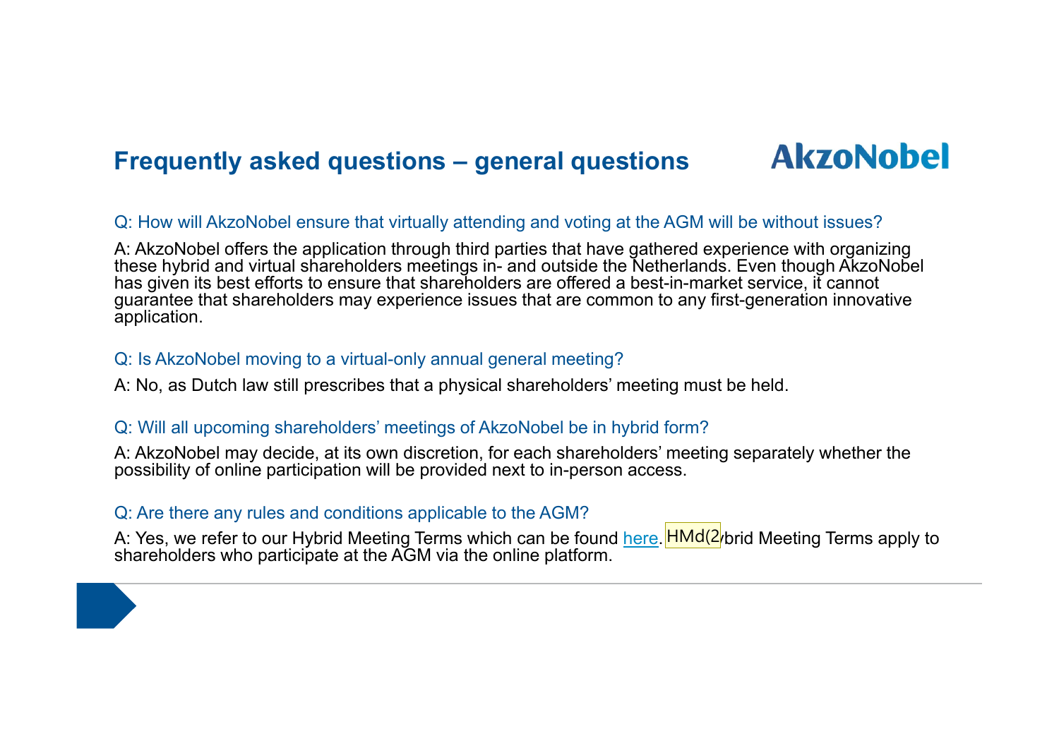## Frequently asked questions – general questions

AkzoNobel

Q: How will AkzoNobel ensure that virtually attending and voting at the AGM will be without issues?

A: AkzoNobel offers the application through third parties that have gathered experience with organizing these hybrid and virtual shareholders meetings in- and outside the Netherlands. Even though AkzoNobel has given its best efforts to ensure that shareholders are offered a best-in-market service, it cannot guarantee that shareholders may experience issues that are common to any first-generation innovative application.

Q: Is AkzoNobel moving to a virtual-only annual general meeting?

A: No, as Dutch law still prescribes that a physical shareholders' meeting must be held.

Q: Will all upcoming shareholders' meetings of AkzoNobel be in hybrid form?

A: AkzoNobel may decide, at its own discretion, for each shareholders' meeting separately whether the possibility of online participation will be provided next to in-person access.

Q: Are there any rules and conditions applicable to the AGM?

A: Yes, we refer to our Hybrid Meeting Terms which can be found here. HMd(2/brid Meeting Terms apply to shareholders who participate at the AGM via the online platform.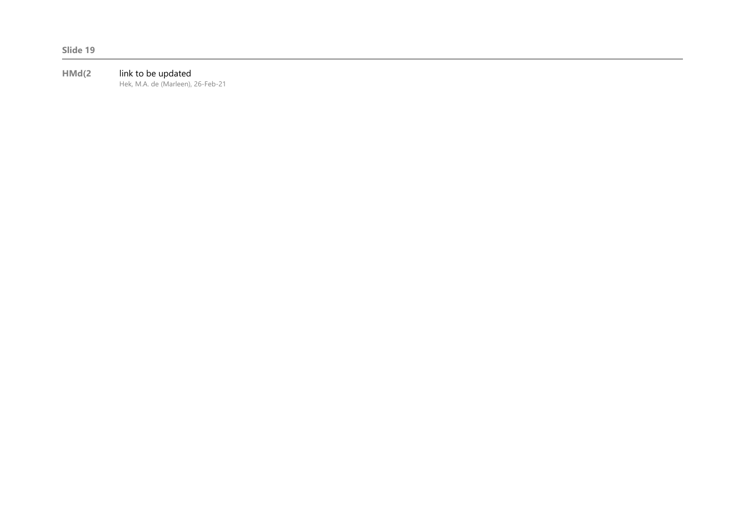**Slide 19**

---

**HMd(2** link to be updated
Hek, M.A. de (Marleen), 26-Feb-21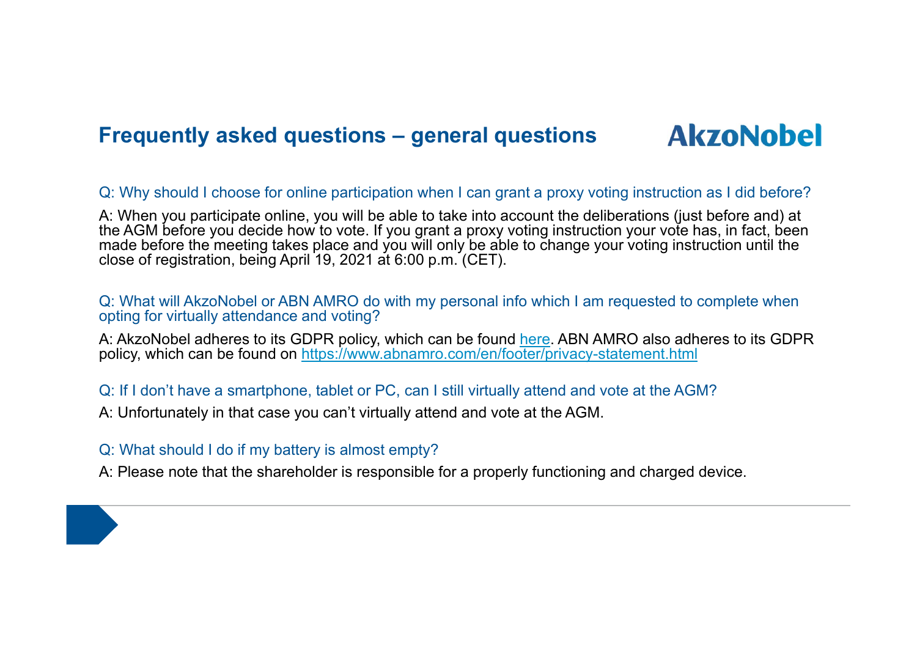## Frequently asked questions – general questions

Q: Why should I choose for online participation when I can grant a proxy voting instruction as I did before?

A: When you participate online, you will be able to take into account the deliberations (just before and) at the AGM before you decide how to vote. If you grant a proxy voting instruction your vote has, in fact, been made before the meeting takes place and you will only be able to change your voting instruction until the close of registration, being April 19, 2021 at 6:00 p.m. (CET).

Q: What will AkzoNobel or ABN AMRO do with my personal info which I am requested to complete when opting for virtually attendance and voting?

A: AkzoNobel adheres to its GDPR policy, which can be found here. ABN AMRO also adheres to its GDPR policy, which can be found on https://www.abnamro.com/en/footer/privacy-statement.html

Q: If I don't have a smartphone, tablet or PC, can I still virtually attend and vote at the AGM?

A: Unfortunately in that case you can't virtually attend and vote at the AGM.

Q: What should I do if my battery is almost empty?

A: Please note that the shareholder is responsible for a properly functioning and charged device.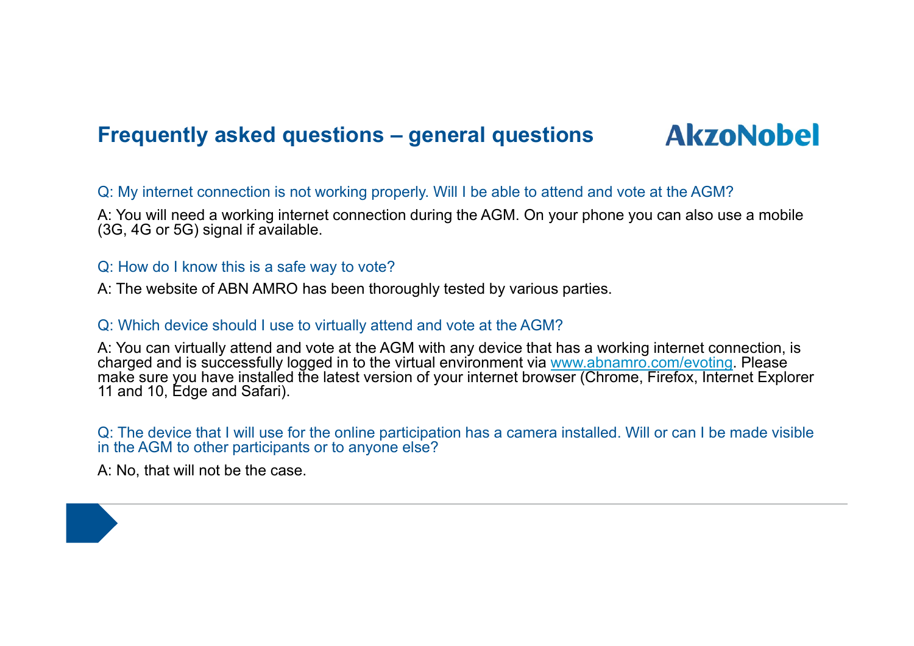# Frequently asked questions – general questions

AkzoNobel

Q: My internet connection is not working properly. Will I be able to attend and vote at the AGM?

A: You will need a working internet connection during the AGM. On your phone you can also use a mobile (3G, 4G or 5G) signal if available.

Q: How do I know this is a safe way to vote?

A: The website of ABN AMRO has been thoroughly tested by various parties.

Q: Which device should I use to virtually attend and vote at the AGM?

A: You can virtually attend and vote at the AGM with any device that has a working internet connection, is charged and is successfully logged in to the virtual environment via www.abnamro.com/evoting. Please make sure you have installed the latest version of your internet browser (Chrome, Firefox, Internet Explorer 11 and 10, Edge and Safari).

Q: The device that I will use for the online participation has a camera installed. Will or can I be made visible in the AGM to other participants or to anyone else?

A: No, that will not be the case.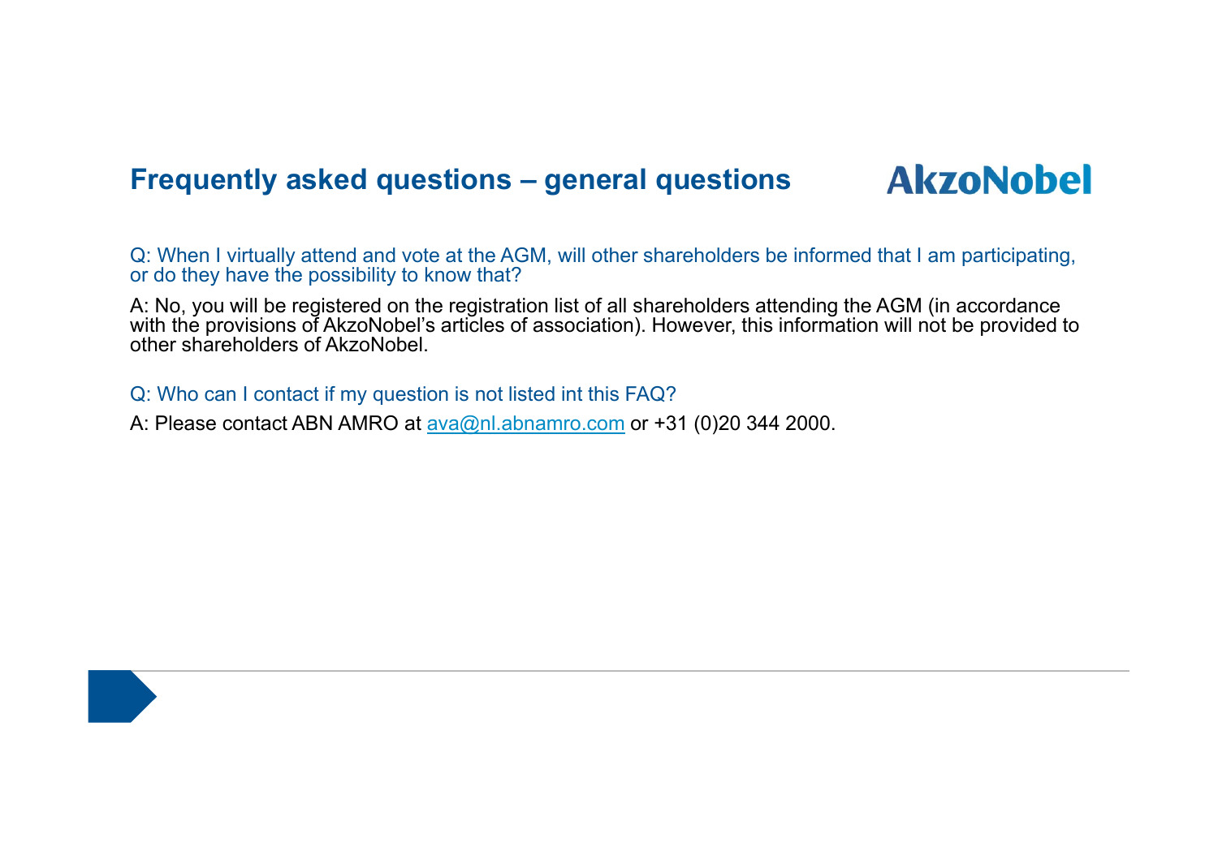## Frequently asked questions – general questions

Q: When I virtually attend and vote at the AGM, will other shareholders be informed that I am participating, or do they have the possibility to know that?

A: No, you will be registered on the registration list of all shareholders attending the AGM (in accordance with the provisions of AkzoNobel's articles of association). However, this information will not be provided to other shareholders of AkzoNobel.

Q: Who can I contact if my question is not listed int this FAQ?

A: Please contact ABN AMRO at ava@nl.abnamro.com or +31 (0)20 344 2000.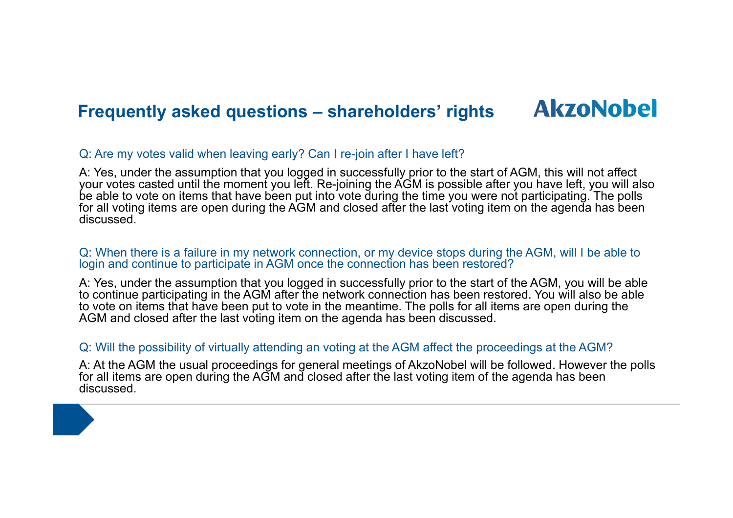## Frequently asked questions – shareholders' rights

AkzoNobel

Q: Are my votes valid when leaving early? Can I re-join after I have left?

A: Yes, under the assumption that you logged in successfully prior to the start of AGM, this will not affect your votes casted until the moment you left. Re-joining the AGM is possible after you have left, you will also be able to vote on items that have been put into vote during the time you were not participating. The polls for all voting items are open during the AGM and closed after the last voting item on the agenda has been discussed.

Q: When there is a failure in my network connection, or my device stops during the AGM, will I be able to login and continue to participate in AGM once the connection has been restored?

A: Yes, under the assumption that you logged in successfully prior to the start of the AGM, you will be able to continue participating in the AGM after the network connection has been restored. You will also be able to vote on items that have been put to vote in the meantime. The polls for all items are open during the AGM and closed after the last voting item on the agenda has been discussed.

Q: Will the possibility of virtually attending an voting at the AGM affect the proceedings at the AGM?

A: At the AGM the usual proceedings for general meetings of AkzoNobel will be followed. However the polls for all items are open during the AGM and closed after the last voting item of the agenda has been discussed.